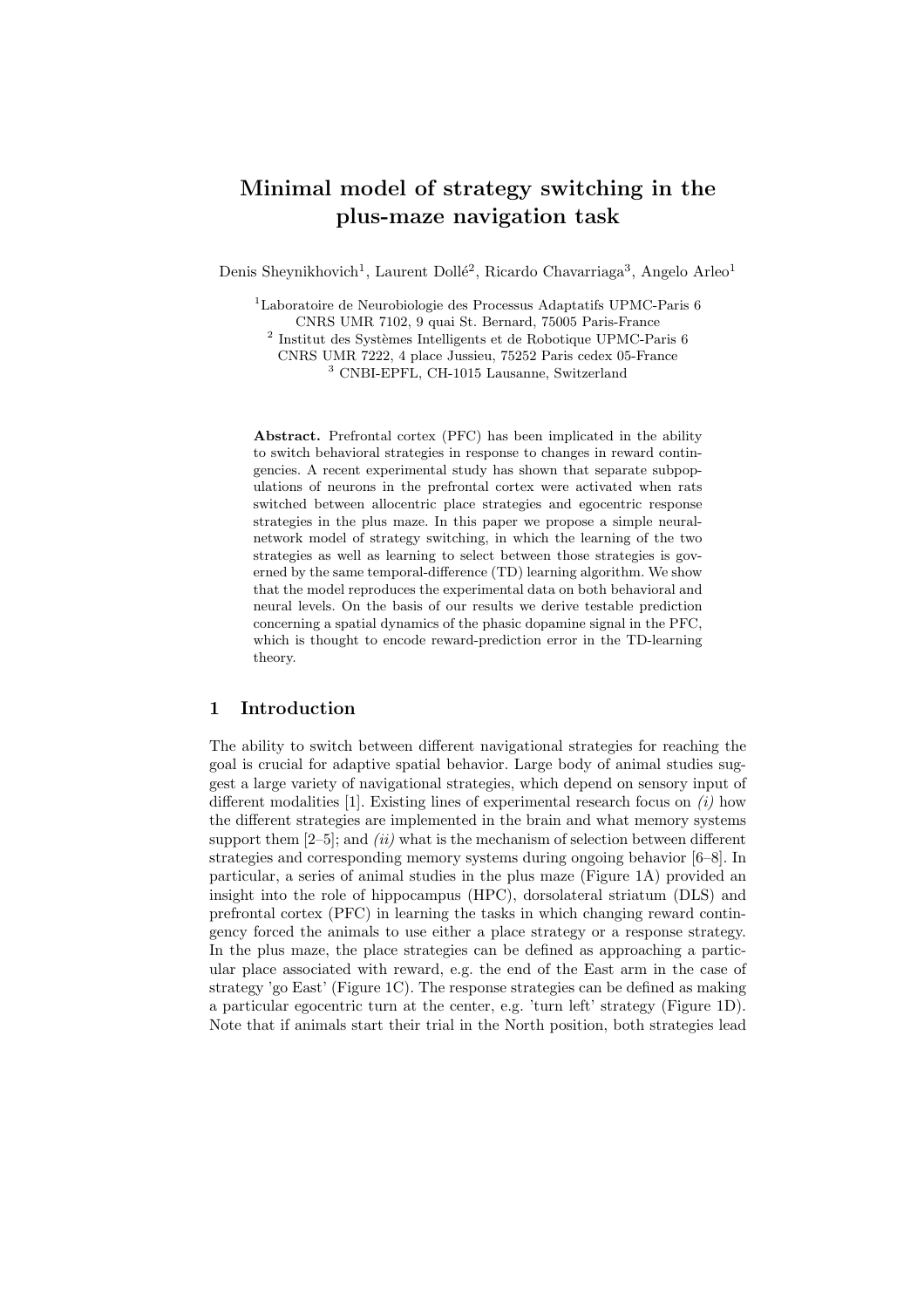# Minimal model of strategy switching in the plus-maze navigation task

Denis Sheynikhovich[1], Laurent Dollé[2], Ricardo Chavarriaga[3], Angelo Arleo[1]

[1]Laboratoire de Neurobiologie des Processus Adaptatifs UPMC-Paris 6
CNRS UMR 7102, 9 quai St. Bernard, 75005 Paris-France
[2] Institut des Systèmes Intelligents et de Robotique UPMC-Paris 6
CNRS UMR 7222, 4 place Jussieu, 75252 Paris cedex 05-France
[3] CNBI-EPFL, CH-1015 Lausanne, Switzerland

**Abstract.** Prefrontal cortex (PFC) has been implicated in the ability to switch behavioral strategies in response to changes in reward contingencies. A recent experimental study has shown that separate subpopulations of neurons in the prefrontal cortex were activated when rats switched between allocentric place strategies and egocentric response strategies in the plus maze. In this paper we propose a simple neural-network model of strategy switching, in which the learning of the two strategies as well as learning to select between those strategies is governed by the same temporal-difference (TD) learning algorithm. We show that the model reproduces the experimental data on both behavioral and neural levels. On the basis of our results we derive testable prediction concerning a spatial dynamics of the phasic dopamine signal in the PFC, which is thought to encode reward-prediction error in the TD-learning theory.

## 1 Introduction

The ability to switch between different navigational strategies for reaching the goal is crucial for adaptive spatial behavior. Large body of animal studies suggest a large variety of navigational strategies, which depend on sensory input of different modalities [1]. Existing lines of experimental research focus on *(i)* how the different strategies are implemented in the brain and what memory systems support them [2–5]; and *(ii)* what is the mechanism of selection between different strategies and corresponding memory systems during ongoing behavior [6–8]. In particular, a series of animal studies in the plus maze (Figure 1A) provided an insight into the role of hippocampus (HPC), dorsolateral striatum (DLS) and prefrontal cortex (PFC) in learning the tasks in which changing reward contingency forced the animals to use either a place strategy or a response strategy. In the plus maze, the place strategies can be defined as approaching a particular place associated with reward, e.g. the end of the East arm in the case of strategy 'go East' (Figure 1C). The response strategies can be defined as making a particular egocentric turn at the center, e.g. 'turn left' strategy (Figure 1D). Note that if animals start their trial in the North position, both strategies lead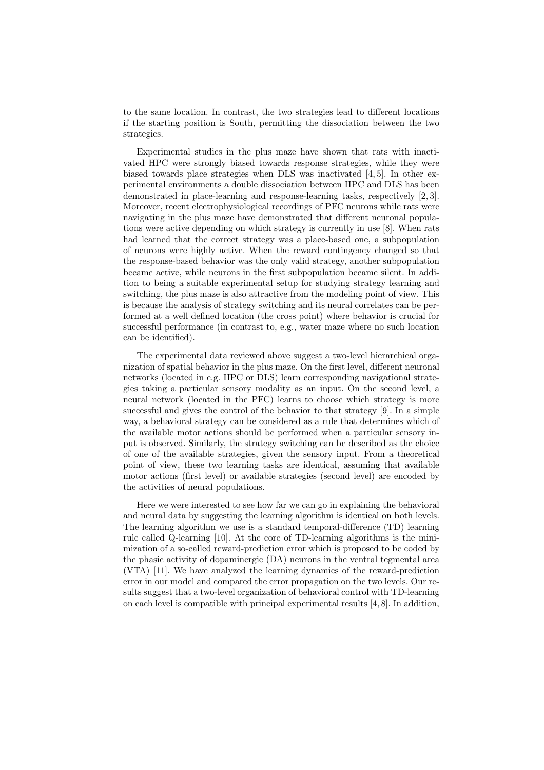to the same location. In contrast, the two strategies lead to different locations if the starting position is South, permitting the dissociation between the two strategies.

Experimental studies in the plus maze have shown that rats with inactivated HPC were strongly biased towards response strategies, while they were biased towards place strategies when DLS was inactivated [4, 5]. In other experimental environments a double dissociation between HPC and DLS has been demonstrated in place-learning and response-learning tasks, respectively [2, 3]. Moreover, recent electrophysiological recordings of PFC neurons while rats were navigating in the plus maze have demonstrated that different neuronal populations were active depending on which strategy is currently in use [8]. When rats had learned that the correct strategy was a place-based one, a subpopulation of neurons were highly active. When the reward contingency changed so that the response-based behavior was the only valid strategy, another subpopulation became active, while neurons in the first subpopulation became silent. In addition to being a suitable experimental setup for studying strategy learning and switching, the plus maze is also attractive from the modeling point of view. This is because the analysis of strategy switching and its neural correlates can be performed at a well defined location (the cross point) where behavior is crucial for successful performance (in contrast to, e.g., water maze where no such location can be identified).

The experimental data reviewed above suggest a two-level hierarchical organization of spatial behavior in the plus maze. On the first level, different neuronal networks (located in e.g. HPC or DLS) learn corresponding navigational strategies taking a particular sensory modality as an input. On the second level, a neural network (located in the PFC) learns to choose which strategy is more successful and gives the control of the behavior to that strategy [9]. In a simple way, a behavioral strategy can be considered as a rule that determines which of the available motor actions should be performed when a particular sensory input is observed. Similarly, the strategy switching can be described as the choice of one of the available strategies, given the sensory input. From a theoretical point of view, these two learning tasks are identical, assuming that available motor actions (first level) or available strategies (second level) are encoded by the activities of neural populations.

Here we were interested to see how far we can go in explaining the behavioral and neural data by suggesting the learning algorithm is identical on both levels. The learning algorithm we use is a standard temporal-difference (TD) learning rule called Q-learning [10]. At the core of TD-learning algorithms is the minimization of a so-called reward-prediction error which is proposed to be coded by the phasic activity of dopaminergic (DA) neurons in the ventral tegmental area (VTA) [11]. We have analyzed the learning dynamics of the reward-prediction error in our model and compared the error propagation on the two levels. Our results suggest that a two-level organization of behavioral control with TD-learning on each level is compatible with principal experimental results [4, 8]. In addition,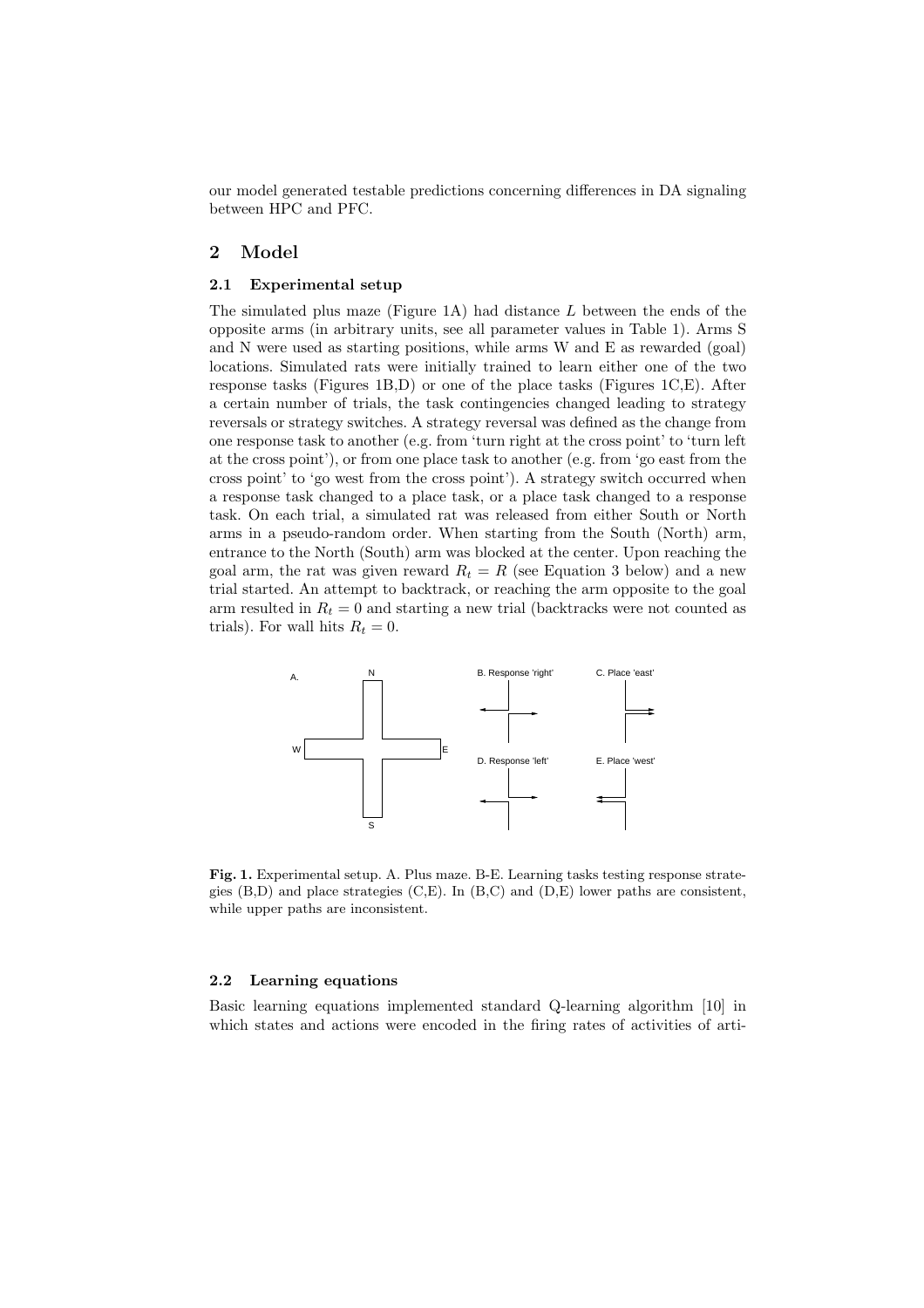our model generated testable predictions concerning differences in DA signaling between HPC and PFC.

## 2 Model

### 2.1 Experimental setup

The simulated plus maze (Figure 1A) had distance $L$ between the ends of the opposite arms (in arbitrary units, see all parameter values in Table 1). Arms S and N were used as starting positions, while arms W and E as rewarded (goal) locations. Simulated rats were initially trained to learn either one of the two response tasks (Figures 1B,D) or one of the place tasks (Figures 1C,E). After a certain number of trials, the task contingencies changed leading to strategy reversals or strategy switches. A strategy reversal was defined as the change from one response task to another (e.g. from 'turn right at the cross point' to 'turn left at the cross point'), or from one place task to another (e.g. from 'go east from the cross point' to 'go west from the cross point'). A strategy switch occurred when a response task changed to a place task, or a place task changed to a response task. On each trial, a simulated rat was released from either South or North arms in a pseudo-random order. When starting from the South (North) arm, entrance to the North (South) arm was blocked at the center. Upon reaching the goal arm, the rat was given reward $R_t = R$ (see Equation 3 below) and a new trial started. An attempt to backtrack, or reaching the arm opposite to the goal arm resulted in $R_t = 0$ and starting a new trial (backtracks were not counted as trials). For wall hits $R_t = 0$.

**Fig. 1.** Experimental setup. A. Plus maze. B-E. Learning tasks testing response strategies (B,D) and place strategies (C,E). In (B,C) and (D,E) lower paths are consistent, while upper paths are inconsistent.

### 2.2 Learning equations

Basic learning equations implemented standard Q-learning algorithm [10] in which states and actions were encoded in the firing rates of activities of arti-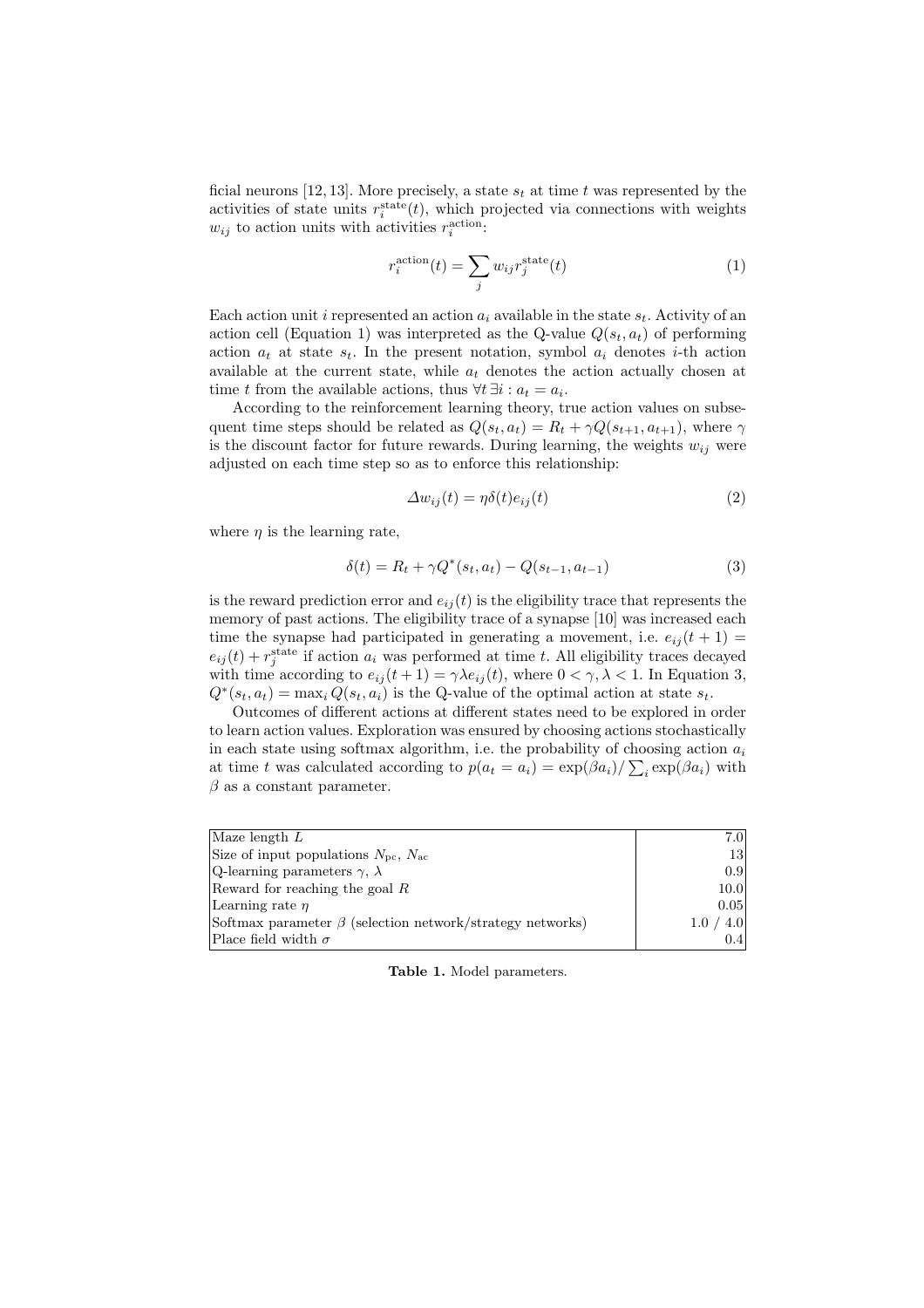ficial neurons [12, 13]. More precisely, a state $s_t$ at time $t$ was represented by the activities of state units $r_i^{\text{state}}(t)$, which projected via connections with weights $w_{ij}$ to action units with activities $r_i^{\text{action}}$:

$$r_i^{\text{action}}(t) = \sum_j w_{ij} r_j^{\text{state}}(t) \tag{1}$$

Each action unit $i$ represented an action $a_i$ available in the state $s_t$. Activity of an action cell (Equation 1) was interpreted as the Q-value $Q(s_t, a_t)$ of performing action $a_t$ at state $s_t$. In the present notation, symbol $a_i$ denotes $i$-th action available at the current state, while $a_t$ denotes the action actually chosen at time $t$ from the available actions, thus $\forall t \, \exists i : a_t = a_i$.

According to the reinforcement learning theory, true action values on subsequent time steps should be related as $Q(s_t, a_t) = R_t + \gamma Q(s_{t+1}, a_{t+1})$, where $\gamma$ is the discount factor for future rewards. During learning, the weights $w_{ij}$ were adjusted on each time step so as to enforce this relationship:

$$\Delta w_{ij}(t) = \eta \delta(t) e_{ij}(t) \tag{2}$$

where $\eta$ is the learning rate,

$$\delta(t) = R_t + \gamma Q^*(s_t, a_t) - Q(s_{t-1}, a_{t-1}) \tag{3}$$

is the reward prediction error and $e_{ij}(t)$ is the eligibility trace that represents the memory of past actions. The eligibility trace of a synapse [10] was increased each time the synapse had participated in generating a movement, i.e. $e_{ij}(t+1) = e_{ij}(t) + r_j^{\text{state}}$ if action $a_i$ was performed at time $t$. All eligibility traces decayed with time according to $e_{ij}(t+1) = \gamma \lambda e_{ij}(t)$, where $0 < \gamma, \lambda < 1$. In Equation 3, $Q^*(s_t, a_t) = \max_i Q(s_t, a_i)$ is the Q-value of the optimal action at state $s_t$.

Outcomes of different actions at different states need to be explored in order to learn action values. Exploration was ensured by choosing actions stochastically in each state using softmax algorithm, i.e. the probability of choosing action $a_i$ at time $t$ was calculated according to $p(a_t = a_i) = \exp(\beta a_i) / \sum_i \exp(\beta a_i)$ with $\beta$ as a constant parameter.

| Parameter | Value |
|---|---|
| Maze length $L$ | 7.0 |
| Size of input populations $N_{\text{pc}}$, $N_{\text{ac}}$ | 13 |
| Q-learning parameters $\gamma$, $\lambda$ | 0.9 |
| Reward for reaching the goal $R$ | 10.0 |
| Learning rate $\eta$ | 0.05 |
| Softmax parameter $\beta$ (selection network/strategy networks) | 1.0 / 4.0 |
| Place field width $\sigma$ | 0.4 |

**Table 1.** Model parameters.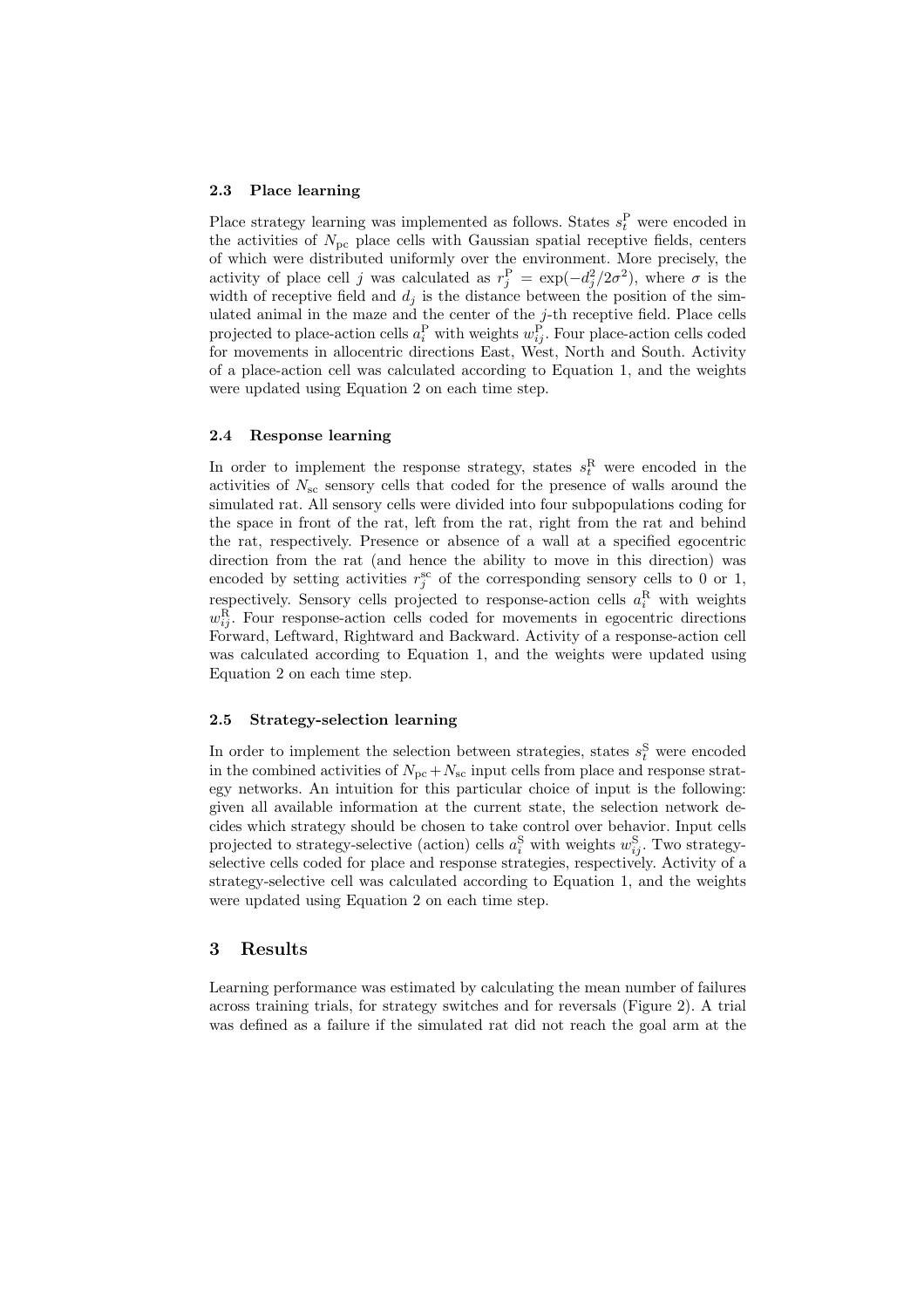### 2.3 Place learning

Place strategy learning was implemented as follows. States $s_t^{\mathrm{P}}$ were encoded in the activities of $N_{\mathrm{pc}}$ place cells with Gaussian spatial receptive fields, centers of which were distributed uniformly over the environment. More precisely, the activity of place cell $j$ was calculated as $r_j^{\mathrm{P}} = \exp(-d_j^2/2\sigma^2)$, where $\sigma$ is the width of receptive field and $d_j$ is the distance between the position of the simulated animal in the maze and the center of the $j$-th receptive field. Place cells projected to place-action cells $a_i^{\mathrm{P}}$ with weights $w_{ij}^{\mathrm{P}}$. Four place-action cells coded for movements in allocentric directions East, West, North and South. Activity of a place-action cell was calculated according to Equation 1, and the weights were updated using Equation 2 on each time step.

### 2.4 Response learning

In order to implement the response strategy, states $s_t^{\mathrm{R}}$ were encoded in the activities of $N_{\mathrm{sc}}$ sensory cells that coded for the presence of walls around the simulated rat. All sensory cells were divided into four subpopulations coding for the space in front of the rat, left from the rat, right from the rat and behind the rat, respectively. Presence or absence of a wall at a specified egocentric direction from the rat (and hence the ability to move in this direction) was encoded by setting activities $r_j^{\mathrm{sc}}$ of the corresponding sensory cells to 0 or 1, respectively. Sensory cells projected to response-action cells $a_i^{\mathrm{R}}$ with weights $w_{ij}^{\mathrm{R}}$. Four response-action cells coded for movements in egocentric directions Forward, Leftward, Rightward and Backward. Activity of a response-action cell was calculated according to Equation 1, and the weights were updated using Equation 2 on each time step.

### 2.5 Strategy-selection learning

In order to implement the selection between strategies, states $s_t^{\mathrm{S}}$ were encoded in the combined activities of $N_{\mathrm{pc}} + N_{\mathrm{sc}}$ input cells from place and response strategy networks. An intuition for this particular choice of input is the following: given all available information at the current state, the selection network decides which strategy should be chosen to take control over behavior. Input cells projected to strategy-selective (action) cells $a_i^{\mathrm{S}}$ with weights $w_{ij}^{\mathrm{S}}$. Two strategy-selective cells coded for place and response strategies, respectively. Activity of a strategy-selective cell was calculated according to Equation 1, and the weights were updated using Equation 2 on each time step.

## 3 Results

Learning performance was estimated by calculating the mean number of failures across training trials, for strategy switches and for reversals (Figure 2). A trial was defined as a failure if the simulated rat did not reach the goal arm at the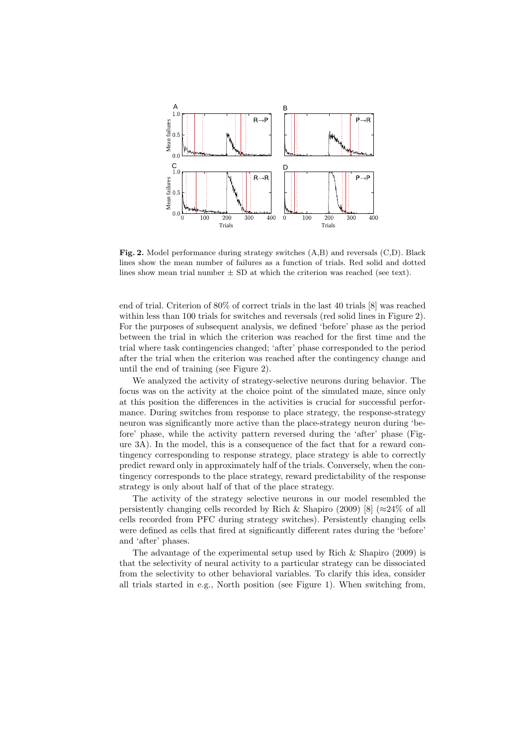**Fig. 2.** Model performance during strategy switches (A,B) and reversals (C,D). Black lines show the mean number of failures as a function of trials. Red solid and dotted lines show mean trial number ± SD at which the criterion was reached (see text).

end of trial. Criterion of 80% of correct trials in the last 40 trials [8] was reached within less than 100 trials for switches and reversals (red solid lines in Figure 2). For the purposes of subsequent analysis, we defined 'before' phase as the period between the trial in which the criterion was reached for the first time and the trial where task contingencies changed; 'after' phase corresponded to the period after the trial when the criterion was reached after the contingency change and until the end of training (see Figure 2).

We analyzed the activity of strategy-selective neurons during behavior. The focus was on the activity at the choice point of the simulated maze, since only at this position the differences in the activities is crucial for successful performance. During switches from response to place strategy, the response-strategy neuron was significantly more active than the place-strategy neuron during 'before' phase, while the activity pattern reversed during the 'after' phase (Figure 3A). In the model, this is a consequence of the fact that for a reward contingency corresponding to response strategy, place strategy is able to correctly predict reward only in approximately half of the trials. Conversely, when the contingency corresponds to the place strategy, reward predictability of the response strategy is only about half of that of the place strategy.

The activity of the strategy selective neurons in our model resembled the persistently changing cells recorded by Rich & Shapiro (2009) [8] (≈24% of all cells recorded from PFC during strategy switches). Persistently changing cells were defined as cells that fired at significantly different rates during the 'before' and 'after' phases.

The advantage of the experimental setup used by Rich & Shapiro (2009) is that the selectivity of neural activity to a particular strategy can be dissociated from the selectivity to other behavioral variables. To clarify this idea, consider all trials started in e.g., North position (see Figure 1). When switching from,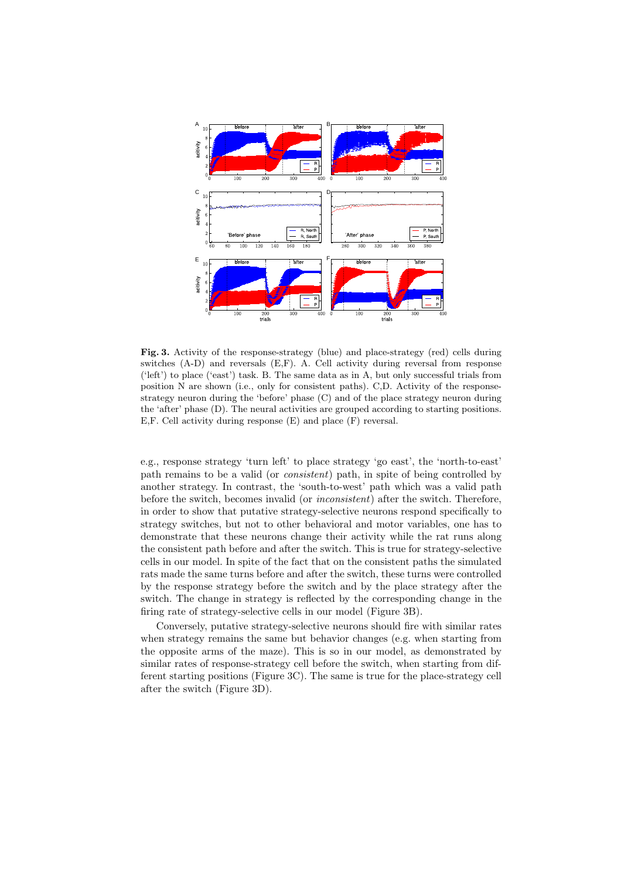**Fig. 3.** Activity of the response-strategy (blue) and place-strategy (red) cells during switches (A-D) and reversals (E,F). A. Cell activity during reversal from response ('left') to place ('east') task. B. The same data as in A, but only successful trials from position N are shown (i.e., only for consistent paths). C,D. Activity of the response-strategy neuron during the 'before' phase (C) and of the place strategy neuron during the 'after' phase (D). The neural activities are grouped according to starting positions. E,F. Cell activity during response (E) and place (F) reversal.

e.g., response strategy 'turn left' to place strategy 'go east', the 'north-to-east' path remains to be a valid (or *consistent*) path, in spite of being controlled by another strategy. In contrast, the 'south-to-west' path which was a valid path before the switch, becomes invalid (or *inconsistent*) after the switch. Therefore, in order to show that putative strategy-selective neurons respond specifically to strategy switches, but not to other behavioral and motor variables, one has to demonstrate that these neurons change their activity while the rat runs along the consistent path before and after the switch. This is true for strategy-selective cells in our model. In spite of the fact that on the consistent paths the simulated rats made the same turns before and after the switch, these turns were controlled by the response strategy before the switch and by the place strategy after the switch. The change in strategy is reflected by the corresponding change in the firing rate of strategy-selective cells in our model (Figure 3B).

Conversely, putative strategy-selective neurons should fire with similar rates when strategy remains the same but behavior changes (e.g. when starting from the opposite arms of the maze). This is so in our model, as demonstrated by similar rates of response-strategy cell before the switch, when starting from different starting positions (Figure 3C). The same is true for the place-strategy cell after the switch (Figure 3D).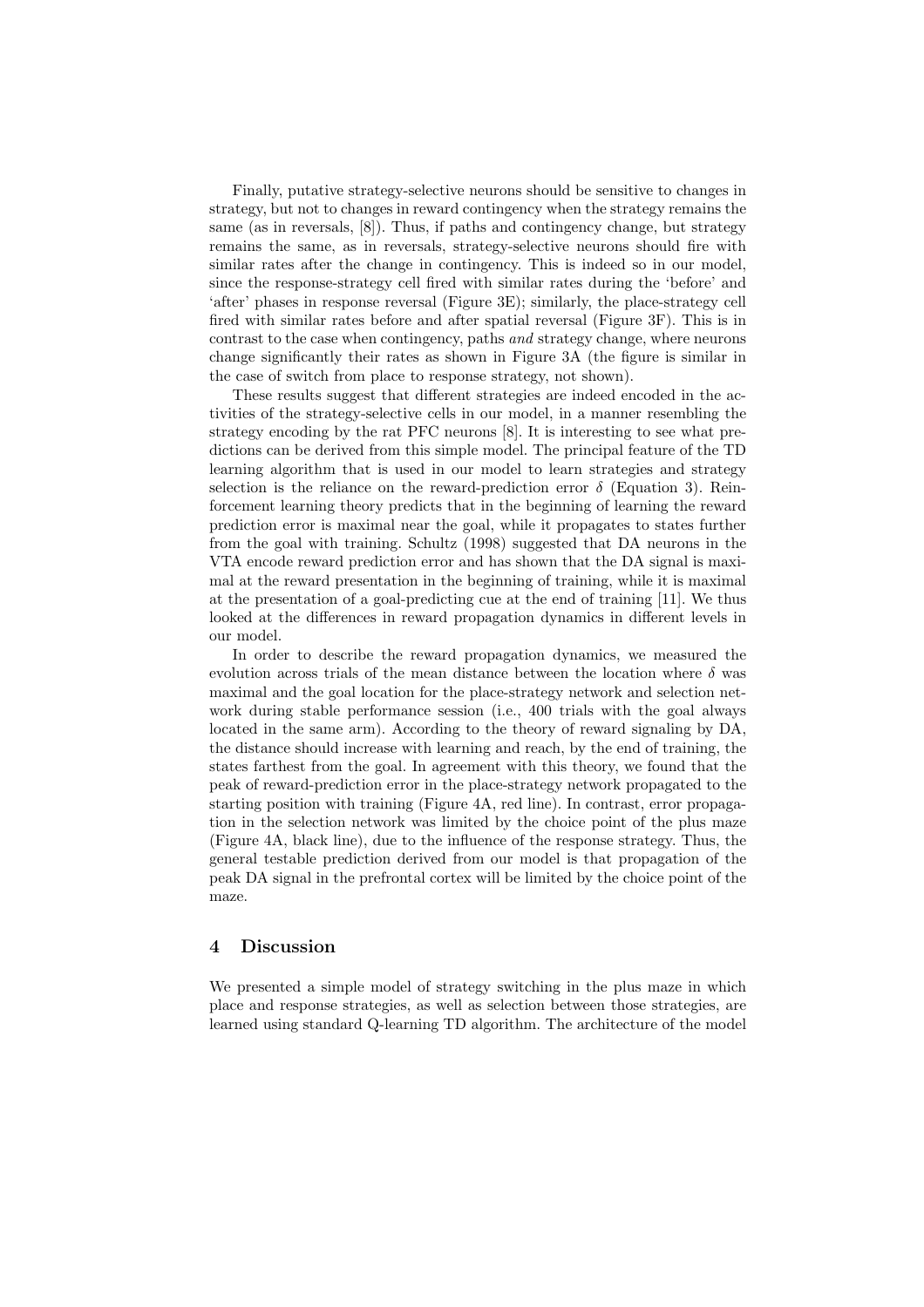Finally, putative strategy-selective neurons should be sensitive to changes in strategy, but not to changes in reward contingency when the strategy remains the same (as in reversals, [8]). Thus, if paths and contingency change, but strategy remains the same, as in reversals, strategy-selective neurons should fire with similar rates after the change in contingency. This is indeed so in our model, since the response-strategy cell fired with similar rates during the 'before' and 'after' phases in response reversal (Figure 3E); similarly, the place-strategy cell fired with similar rates before and after spatial reversal (Figure 3F). This is in contrast to the case when contingency, paths *and* strategy change, where neurons change significantly their rates as shown in Figure 3A (the figure is similar in the case of switch from place to response strategy, not shown).

These results suggest that different strategies are indeed encoded in the activities of the strategy-selective cells in our model, in a manner resembling the strategy encoding by the rat PFC neurons [8]. It is interesting to see what predictions can be derived from this simple model. The principal feature of the TD learning algorithm that is used in our model to learn strategies and strategy selection is the reliance on the reward-prediction error $\delta$ (Equation 3). Reinforcement learning theory predicts that in the beginning of learning the reward prediction error is maximal near the goal, while it propagates to states further from the goal with training. Schultz (1998) suggested that DA neurons in the VTA encode reward prediction error and has shown that the DA signal is maximal at the reward presentation in the beginning of training, while it is maximal at the presentation of a goal-predicting cue at the end of training [11]. We thus looked at the differences in reward propagation dynamics in different levels in our model.

In order to describe the reward propagation dynamics, we measured the evolution across trials of the mean distance between the location where $\delta$ was maximal and the goal location for the place-strategy network and selection network during stable performance session (i.e., 400 trials with the goal always located in the same arm). According to the theory of reward signaling by DA, the distance should increase with learning and reach, by the end of training, the states farthest from the goal. In agreement with this theory, we found that the peak of reward-prediction error in the place-strategy network propagated to the starting position with training (Figure 4A, red line). In contrast, error propagation in the selection network was limited by the choice point of the plus maze (Figure 4A, black line), due to the influence of the response strategy. Thus, the general testable prediction derived from our model is that propagation of the peak DA signal in the prefrontal cortex will be limited by the choice point of the maze.

## 4 Discussion

We presented a simple model of strategy switching in the plus maze in which place and response strategies, as well as selection between those strategies, are learned using standard Q-learning TD algorithm. The architecture of the model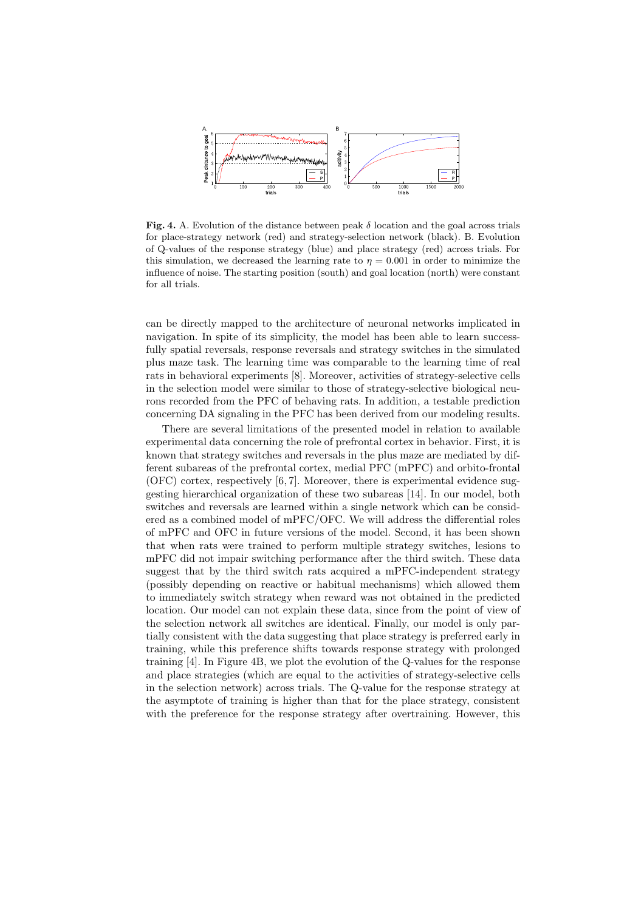**Fig. 4.** A. Evolution of the distance between peak $\delta$ location and the goal across trials for place-strategy network (red) and strategy-selection network (black). B. Evolution of Q-values of the response strategy (blue) and place strategy (red) across trials. For this simulation, we decreased the learning rate to $\eta = 0.001$ in order to minimize the influence of noise. The starting position (south) and goal location (north) were constant for all trials.

can be directly mapped to the architecture of neuronal networks implicated in navigation. In spite of its simplicity, the model has been able to learn successfully spatial reversals, response reversals and strategy switches in the simulated plus maze task. The learning time was comparable to the learning time of real rats in behavioral experiments [8]. Moreover, activities of strategy-selective cells in the selection model were similar to those of strategy-selective biological neurons recorded from the PFC of behaving rats. In addition, a testable prediction concerning DA signaling in the PFC has been derived from our modeling results.

There are several limitations of the presented model in relation to available experimental data concerning the role of prefrontal cortex in behavior. First, it is known that strategy switches and reversals in the plus maze are mediated by different subareas of the prefrontal cortex, medial PFC (mPFC) and orbito-frontal (OFC) cortex, respectively [6, 7]. Moreover, there is experimental evidence suggesting hierarchical organization of these two subareas [14]. In our model, both switches and reversals are learned within a single network which can be considered as a combined model of mPFC/OFC. We will address the differential roles of mPFC and OFC in future versions of the model. Second, it has been shown that when rats were trained to perform multiple strategy switches, lesions to mPFC did not impair switching performance after the third switch. These data suggest that by the third switch rats acquired a mPFC-independent strategy (possibly depending on reactive or habitual mechanisms) which allowed them to immediately switch strategy when reward was not obtained in the predicted location. Our model can not explain these data, since from the point of view of the selection network all switches are identical. Finally, our model is only partially consistent with the data suggesting that place strategy is preferred early in training, while this preference shifts towards response strategy with prolonged training [4]. In Figure 4B, we plot the evolution of the Q-values for the response and place strategies (which are equal to the activities of strategy-selective cells in the selection network) across trials. The Q-value for the response strategy at the asymptote of training is higher than that for the place strategy, consistent with the preference for the response strategy after overtraining. However, this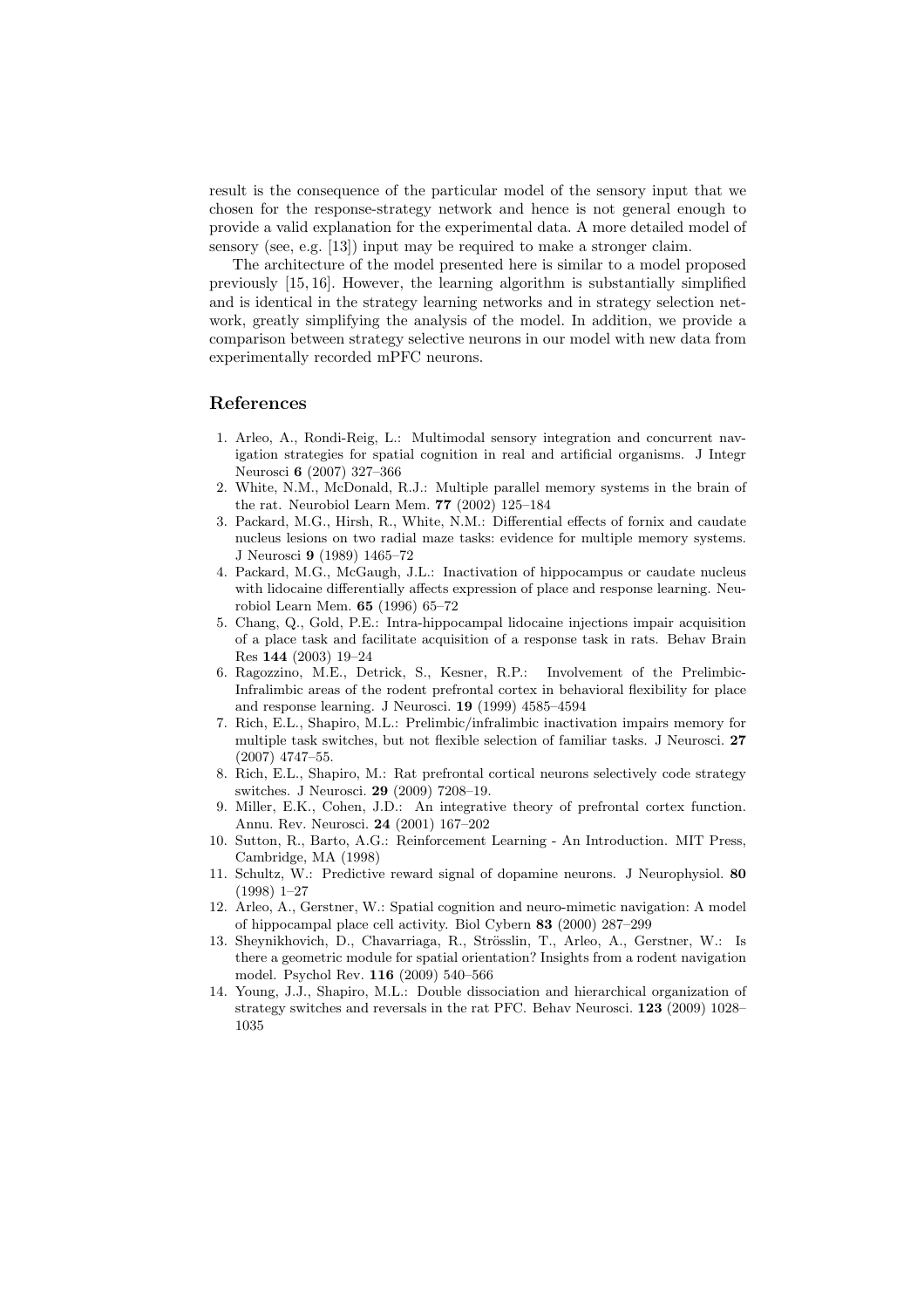result is the consequence of the particular model of the sensory input that we chosen for the response-strategy network and hence is not general enough to provide a valid explanation for the experimental data. A more detailed model of sensory (see, e.g. [13]) input may be required to make a stronger claim.

The architecture of the model presented here is similar to a model proposed previously [15, 16]. However, the learning algorithm is substantially simplified and is identical in the strategy learning networks and in strategy selection network, greatly simplifying the analysis of the model. In addition, we provide a comparison between strategy selective neurons in our model with new data from experimentally recorded mPFC neurons.

## References

1. Arleo, A., Rondi-Reig, L.: Multimodal sensory integration and concurrent navigation strategies for spatial cognition in real and artificial organisms. J Integr Neurosci **6** (2007) 327–366
2. White, N.M., McDonald, R.J.: Multiple parallel memory systems in the brain of the rat. Neurobiol Learn Mem. **77** (2002) 125–184
3. Packard, M.G., Hirsh, R., White, N.M.: Differential effects of fornix and caudate nucleus lesions on two radial maze tasks: evidence for multiple memory systems. J Neurosci **9** (1989) 1465–72
4. Packard, M.G., McGaugh, J.L.: Inactivation of hippocampus or caudate nucleus with lidocaine differentially affects expression of place and response learning. Neurobiol Learn Mem. **65** (1996) 65–72
5. Chang, Q., Gold, P.E.: Intra-hippocampal lidocaine injections impair acquisition of a place task and facilitate acquisition of a response task in rats. Behav Brain Res **144** (2003) 19–24
6. Ragozzino, M.E., Detrick, S., Kesner, R.P.: Involvement of the Prelimbic-Infralimbic areas of the rodent prefrontal cortex in behavioral flexibility for place and response learning. J Neurosci. **19** (1999) 4585–4594
7. Rich, E.L., Shapiro, M.L.: Prelimbic/infralimbic inactivation impairs memory for multiple task switches, but not flexible selection of familiar tasks. J Neurosci. **27** (2007) 4747–55.
8. Rich, E.L., Shapiro, M.: Rat prefrontal cortical neurons selectively code strategy switches. J Neurosci. **29** (2009) 7208–19.
9. Miller, E.K., Cohen, J.D.: An integrative theory of prefrontal cortex function. Annu. Rev. Neurosci. **24** (2001) 167–202
10. Sutton, R., Barto, A.G.: Reinforcement Learning - An Introduction. MIT Press, Cambridge, MA (1998)
11. Schultz, W.: Predictive reward signal of dopamine neurons. J Neurophysiol. **80** (1998) 1–27
12. Arleo, A., Gerstner, W.: Spatial cognition and neuro-mimetic navigation: A model of hippocampal place cell activity. Biol Cybern **83** (2000) 287–299
13. Sheynikhovich, D., Chavarriaga, R., Strösslin, T., Arleo, A., Gerstner, W.: Is there a geometric module for spatial orientation? Insights from a rodent navigation model. Psychol Rev. **116** (2009) 540–566
14. Young, J.J., Shapiro, M.L.: Double dissociation and hierarchical organization of strategy switches and reversals in the rat PFC. Behav Neurosci. **123** (2009) 1028–1035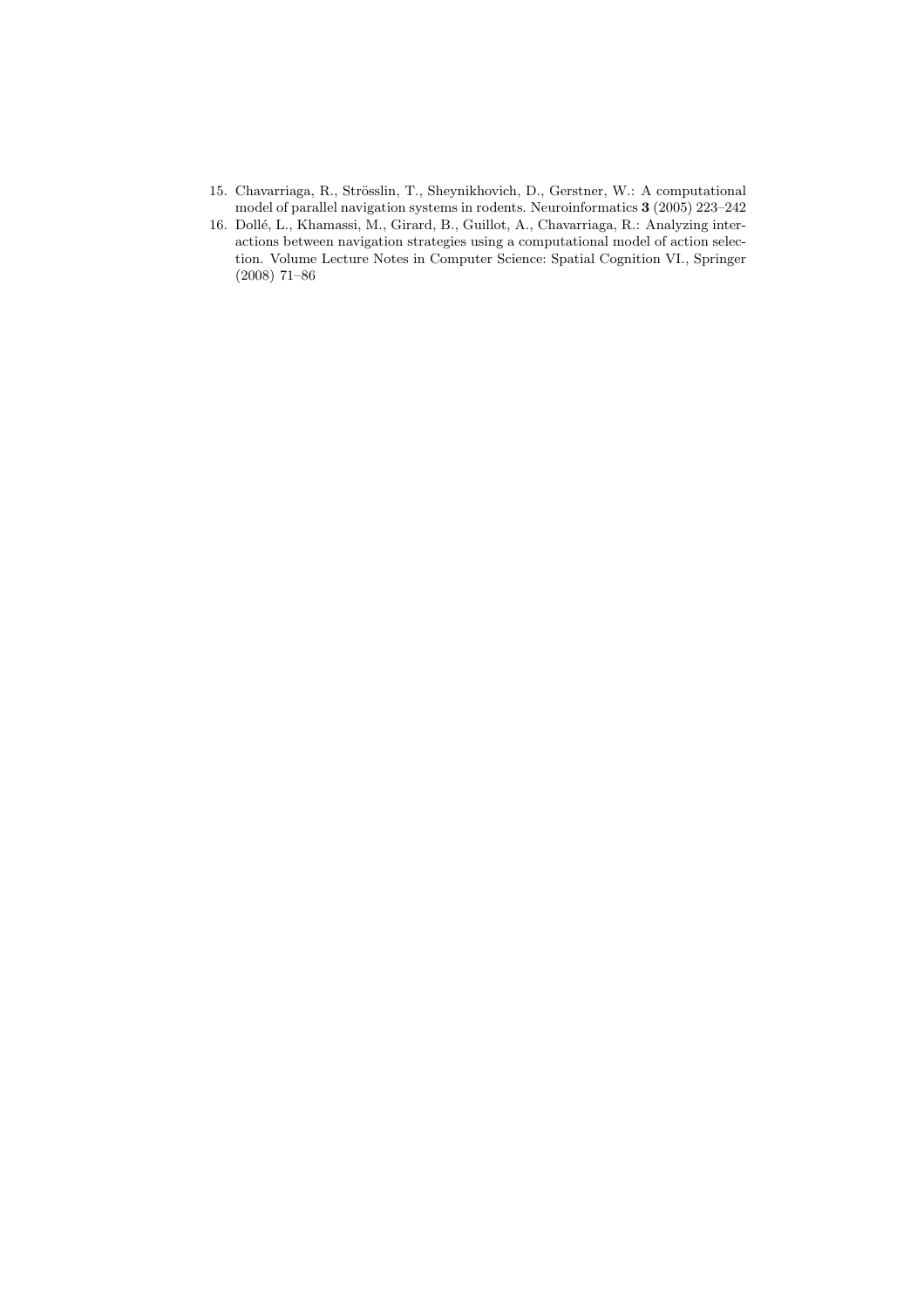15. Chavarriaga, R., Strösslin, T., Sheynikhovich, D., Gerstner, W.: A computational model of parallel navigation systems in rodents. Neuroinformatics **3** (2005) 223–242
16. Dollé, L., Khamassi, M., Girard, B., Guillot, A., Chavarriaga, R.: Analyzing interactions between navigation strategies using a computational model of action selection. Volume Lecture Notes in Computer Science: Spatial Cognition VI., Springer (2008) 71–86